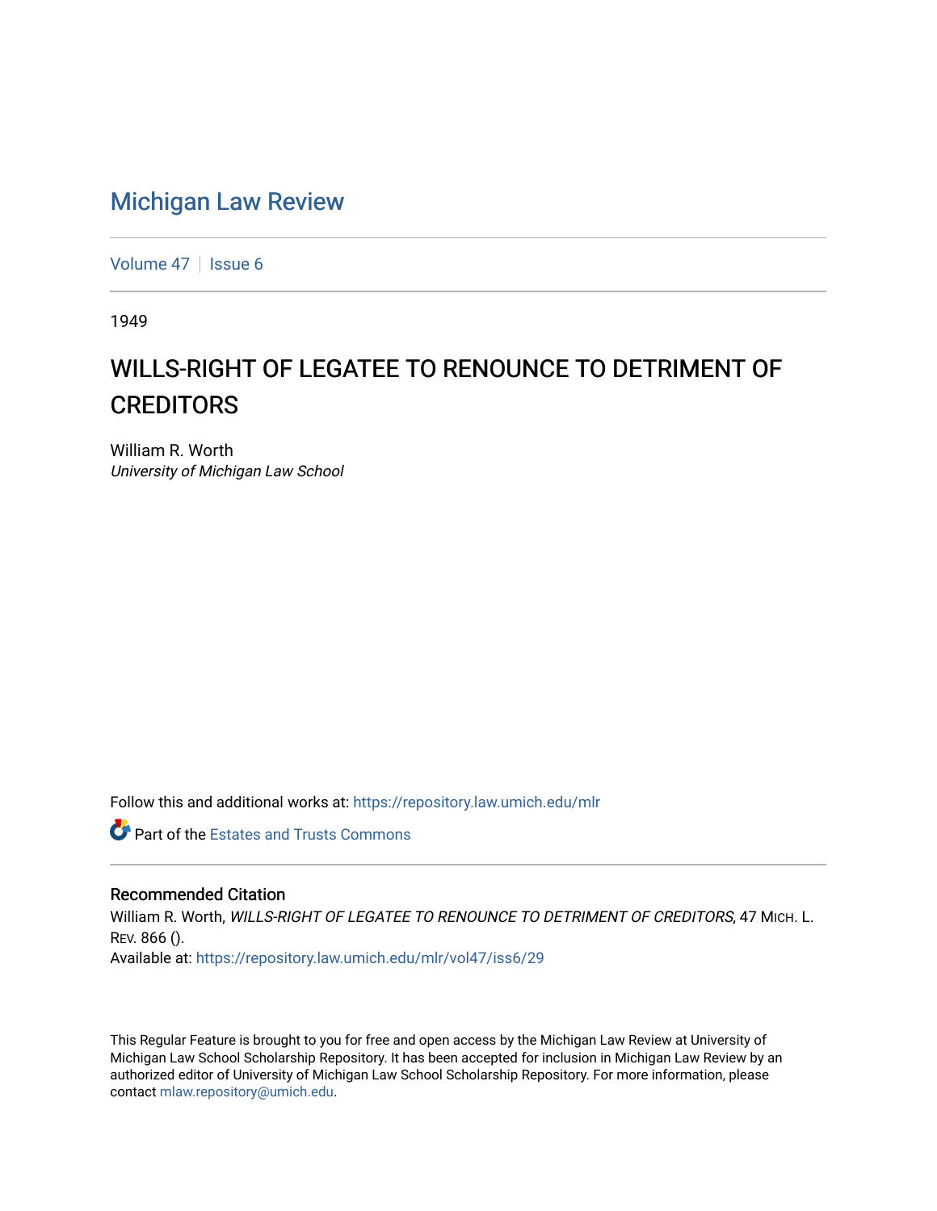# Michigan Law Review

Volume 47 | Issue 6

1949

## WILLS-RIGHT OF LEGATEE TO RENOUNCE TO DETRIMENT OF CREDITORS

William R. Worth
*University of Michigan Law School*

Follow this and additional works at: https://repository.law.umich.edu/mlr

Part of the Estates and Trusts Commons

### Recommended Citation

William R. Worth, *WILLS-RIGHT OF LEGATEE TO RENOUNCE TO DETRIMENT OF CREDITORS*, 47 MICH. L. REV. 866 ().
Available at: https://repository.law.umich.edu/mlr/vol47/iss6/29

This Regular Feature is brought to you for free and open access by the Michigan Law Review at University of Michigan Law School Scholarship Repository. It has been accepted for inclusion in Michigan Law Review by an authorized editor of University of Michigan Law School Scholarship Repository. For more information, please contact mlaw.repository@umich.edu.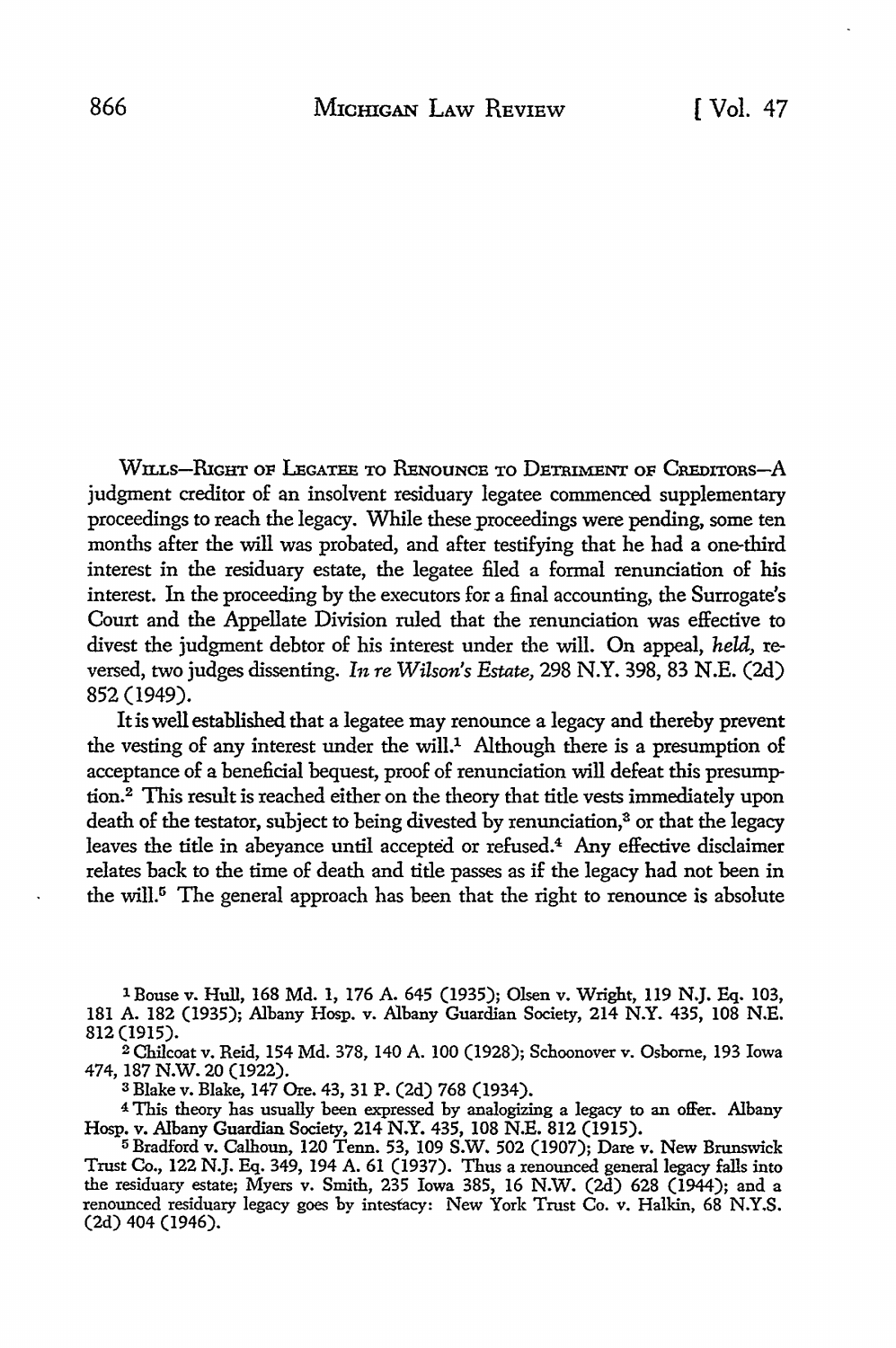WILLS—RIGHT OF LEGATEE TO RENOUNCE TO DETRIMENT OF CREDITORS—A judgment creditor of an insolvent residuary legatee commenced supplementary proceedings to reach the legacy. While these proceedings were pending, some ten months after the will was probated, and after testifying that he had a one-third interest in the residuary estate, the legatee filed a formal renunciation of his interest. In the proceeding by the executors for a final accounting, the Surrogate's Court and the Appellate Division ruled that the renunciation was effective to divest the judgment debtor of his interest under the will. On appeal, *held,* reversed, two judges dissenting. *In re Wilson's Estate,* 298 N.Y. 398, 83 N.E. (2d) 852 (1949).

It is well established that a legatee may renounce a legacy and thereby prevent the vesting of any interest under the will.[1] Although there is a presumption of acceptance of a beneficial bequest, proof of renunciation will defeat this presumption.[2] This result is reached either on the theory that title vests immediately upon death of the testator, subject to being divested by renunciation,[3] or that the legacy leaves the title in abeyance until accepted or refused.[4] Any effective disclaimer relates back to the time of death and title passes as if the legacy had not been in the will.[5] The general approach has been that the right to renounce is absolute

[1] Bouse v. Hull, 168 Md. 1, 176 A. 645 (1935); Olsen v. Wright, 119 N.J. Eq. 103, 181 A. 182 (1935); Albany Hosp. v. Albany Guardian Society, 214 N.Y. 435, 108 N.E. 812 (1915).

[2] Chilcoat v. Reid, 154 Md. 378, 140 A. 100 (1928); Schoonover v. Osborne, 193 Iowa 474, 187 N.W. 20 (1922).

[3] Blake v. Blake, 147 Ore. 43, 31 P. (2d) 768 (1934).

[4] This theory has usually been expressed by analogizing a legacy to an offer. Albany Hosp. v. Albany Guardian Society, 214 N.Y. 435, 108 N.E. 812 (1915).

[5] Bradford v. Calhoun, 120 Tenn. 53, 109 S.W. 502 (1907); Dare v. New Brunswick Trust Co., 122 N.J. Eq. 349, 194 A. 61 (1937). Thus a renounced general legacy falls into the residuary estate; Myers v. Smith, 235 Iowa 385, 16 N.W. (2d) 628 (1944); and a renounced residuary legacy goes by intestacy: New York Trust Co. v. Halkin, 68 N.Y.S. (2d) 404 (1946).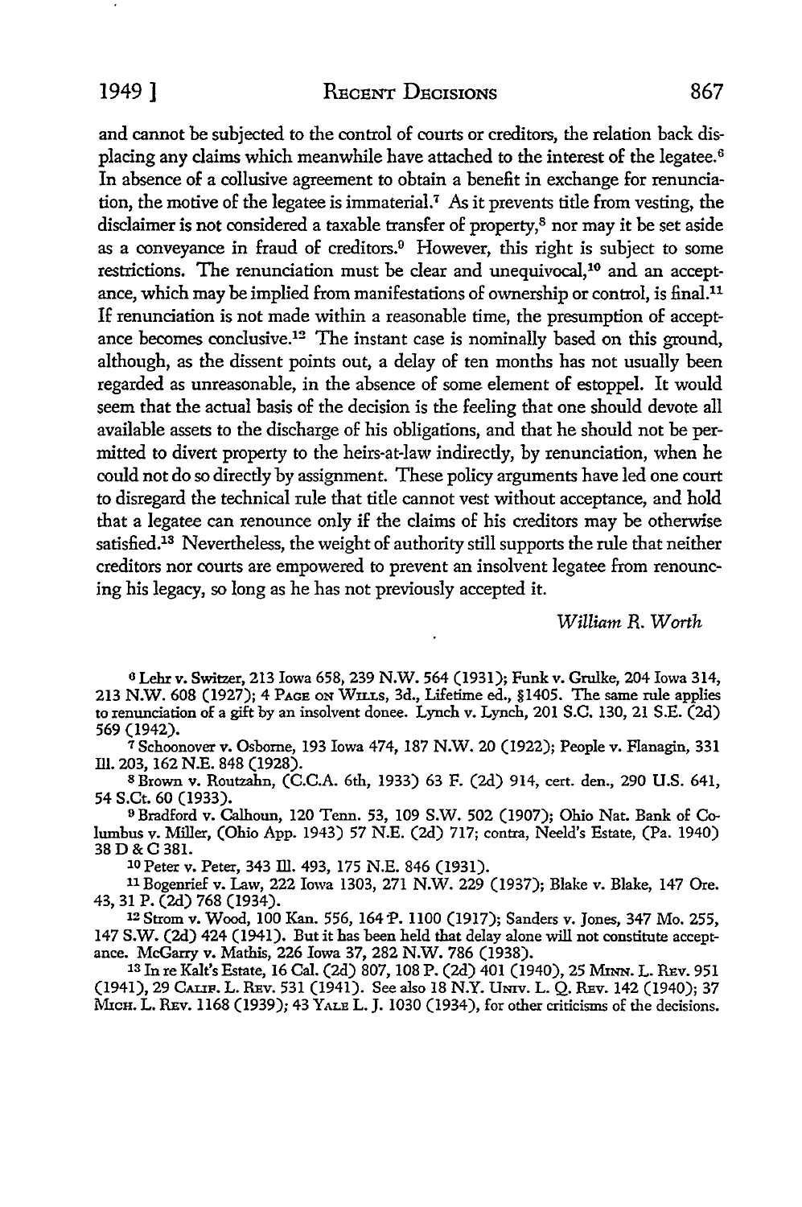and cannot be subjected to the control of courts or creditors, the relation back displacing any claims which meanwhile have attached to the interest of the legatee.[6] In absence of a collusive agreement to obtain a benefit in exchange for renunciation, the motive of the legatee is immaterial.[7] As it prevents title from vesting, the disclaimer is not considered a taxable transfer of property,[8] nor may it be set aside as a conveyance in fraud of creditors.[9] However, this right is subject to some restrictions. The renunciation must be clear and unequivocal,[10] and an acceptance, which may be implied from manifestations of ownership or control, is final.[11] If renunciation is not made within a reasonable time, the presumption of acceptance becomes conclusive.[12] The instant case is nominally based on this ground, although, as the dissent points out, a delay of ten months has not usually been regarded as unreasonable, in the absence of some element of estoppel. It would seem that the actual basis of the decision is the feeling that one should devote all available assets to the discharge of his obligations, and that he should not be permitted to divert property to the heirs-at-law indirectly, by renunciation, when he could not do so directly by assignment. These policy arguments have led one court to disregard the technical rule that title cannot vest without acceptance, and hold that a legatee can renounce only if the claims of his creditors may be otherwise satisfied.[13] Nevertheless, the weight of authority still supports the rule that neither creditors nor courts are empowered to prevent an insolvent legatee from renouncing his legacy, so long as he has not previously accepted it.

*William R. Worth*

---

[6] Lehr v. Switzer, 213 Iowa 658, 239 N.W. 564 (1931); Funk v. Grulke, 204 Iowa 314, 213 N.W. 608 (1927); 4 PAGE ON WILLS, 3d., Lifetime ed., §1405. The same rule applies to renunciation of a gift by an insolvent donee. Lynch v. Lynch, 201 S.C. 130, 21 S.E. (2d) 569 (1942).

[7] Schoonover v. Osborne, 193 Iowa 474, 187 N.W. 20 (1922); People v. Flanagin, 331 Ill. 203, 162 N.E. 848 (1928).

[8] Brown v. Routzahn, (C.C.A. 6th, 1933) 63 F. (2d) 914, cert. den., 290 U.S. 641, 54 S.Ct. 60 (1933).

[9] Bradford v. Calhoun, 120 Tenn. 53, 109 S.W. 502 (1907); Ohio Nat. Bank of Columbus v. Miller, (Ohio App. 1943) 57 N.E. (2d) 717; contra, Neeld's Estate, (Pa. 1940) 38 D & C 381.

[10] Peter v. Peter, 343 Ill. 493, 175 N.E. 846 (1931).

[11] Bogenrief v. Law, 222 Iowa 1303, 271 N.W. 229 (1937); Blake v. Blake, 147 Ore. 43, 31 P. (2d) 768 (1934).

[12] Strom v. Wood, 100 Kan. 556, 164 P. 1100 (1917); Sanders v. Jones, 347 Mo. 255, 147 S.W. (2d) 424 (1941). But it has been held that delay alone will not constitute acceptance. McGarry v. Mathis, 226 Iowa 37, 282 N.W. 786 (1938).

[13] In re Kalt's Estate, 16 Cal. (2d) 807, 108 P. (2d) 401 (1940), 25 MINN. L. REV. 951 (1941), 29 CALIF. L. REV. 531 (1941). See also 18 N.Y. UNIV. L. Q. REV. 142 (1940); 37 MICH. L. REV. 1168 (1939); 43 YALE L. J. 1030 (1934), for other criticisms of the decisions.